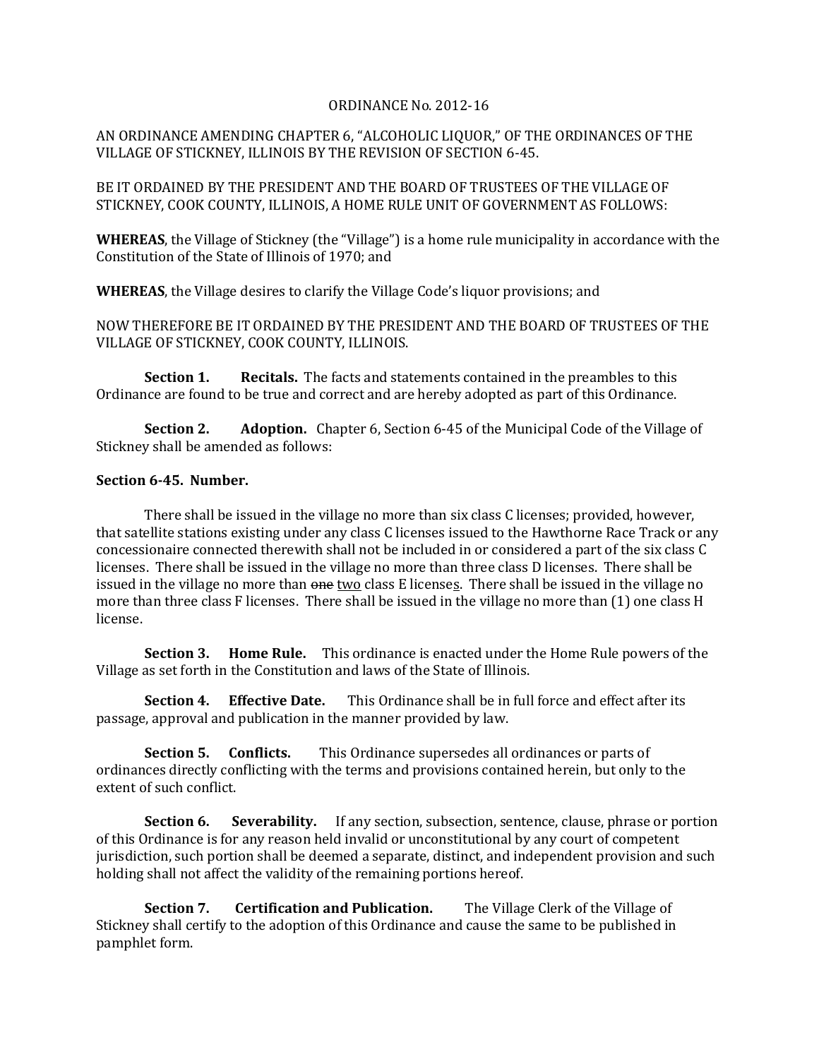ORDINANCE No. 2012-16

AN ORDINANCE AMENDING CHAPTER 6, "ALCOHOLIC LIQUOR," OF THE ORDINANCES OF THE VILLAGE OF STICKNEY, ILLINOIS BY THE REVISION OF SECTION 6-45.

BE IT ORDAINED BY THE PRESIDENT AND THE BOARD OF TRUSTEES OF THE VILLAGE OF STICKNEY, COOK COUNTY, ILLINOIS, A HOME RULE UNIT OF GOVERNMENT AS FOLLOWS:

**WHEREAS**, the Village of Stickney (the "Village") is a home rule municipality in accordance with the Constitution of the State of Illinois of 1970; and

**WHEREAS**, the Village desires to clarify the Village Code's liquor provisions; and

NOW THEREFORE BE IT ORDAINED BY THE PRESIDENT AND THE BOARD OF TRUSTEES OF THE VILLAGE OF STICKNEY, COOK COUNTY, ILLINOIS.

**Section 1. Recitals.** The facts and statements contained in the preambles to this Ordinance are found to be true and correct and are hereby adopted as part of this Ordinance.

**Section 2. Adoption.** Chapter 6, Section 6-45 of the Municipal Code of the Village of Stickney shall be amended as follows:

**Section 6-45. Number.**

There shall be issued in the village no more than six class C licenses; provided, however, that satellite stations existing under any class C licenses issued to the Hawthorne Race Track or any concessionaire connected therewith shall not be included in or considered a part of the six class C licenses. There shall be issued in the village no more than three class D licenses. There shall be issued in the village no more than ~~one~~ <u>two</u> class E license<u>s</u>. There shall be issued in the village no more than three class F licenses. There shall be issued in the village no more than (1) one class H license.

**Section 3. Home Rule.** This ordinance is enacted under the Home Rule powers of the Village as set forth in the Constitution and laws of the State of Illinois.

**Section 4. Effective Date.** This Ordinance shall be in full force and effect after its passage, approval and publication in the manner provided by law.

**Section 5. Conflicts.** This Ordinance supersedes all ordinances or parts of ordinances directly conflicting with the terms and provisions contained herein, but only to the extent of such conflict.

**Section 6. Severability.** If any section, subsection, sentence, clause, phrase or portion of this Ordinance is for any reason held invalid or unconstitutional by any court of competent jurisdiction, such portion shall be deemed a separate, distinct, and independent provision and such holding shall not affect the validity of the remaining portions hereof.

**Section 7. Certification and Publication.** The Village Clerk of the Village of Stickney shall certify to the adoption of this Ordinance and cause the same to be published in pamphlet form.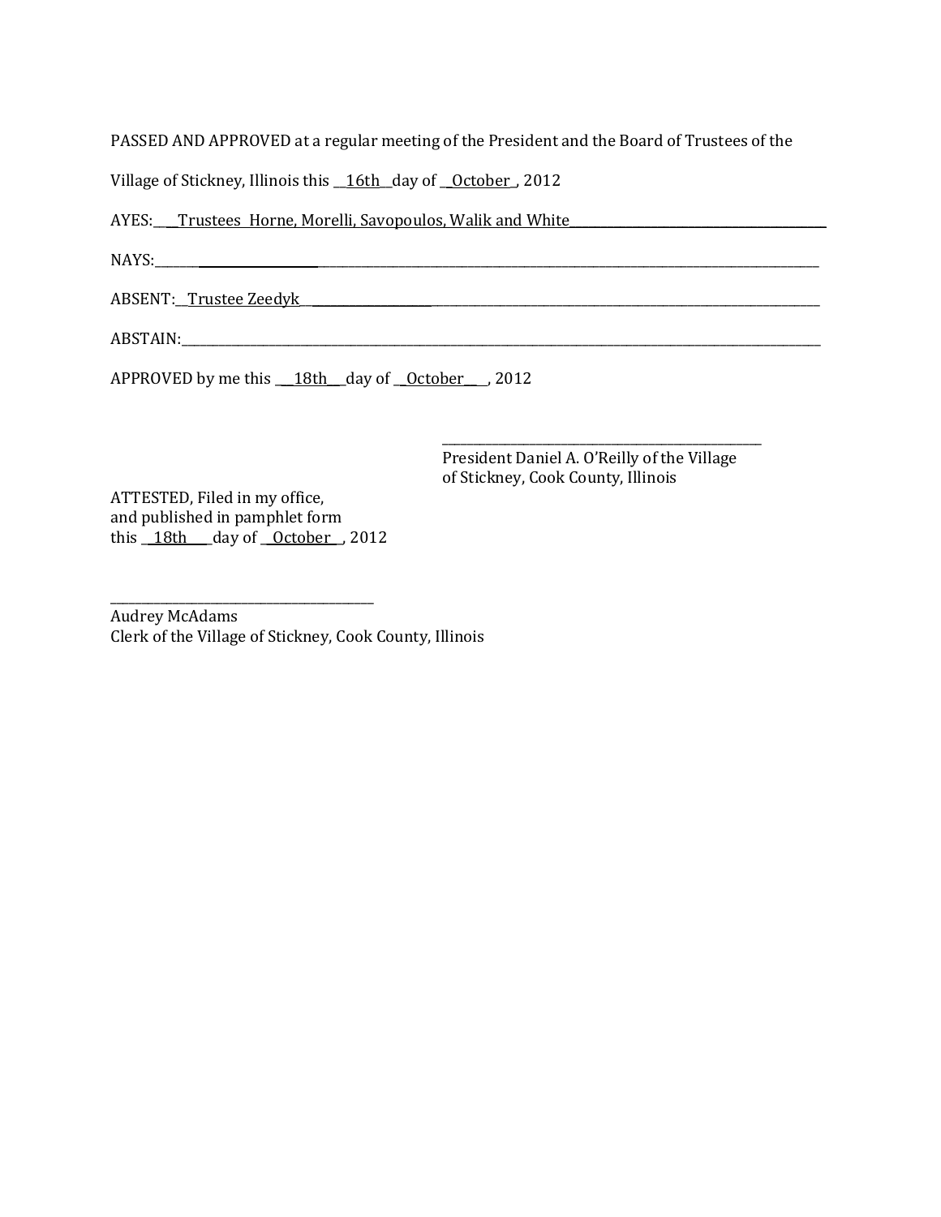PASSED AND APPROVED at a regular meeting of the President and the Board of Trustees of the Village of Stickney, Illinois this 16th day of October, 2012

AYES: Trustees Horne, Morelli, Savopoulos, Walik and White

NAYS:

ABSENT: Trustee Zeedyk

ABSTAIN:

APPROVED by me this 18th day of October, 2012

_______________________________________
President Daniel A. O'Reilly of the Village of Stickney, Cook County, Illinois

ATTESTED, Filed in my office, and published in pamphlet form this 18th day of October, 2012

_______________________________________
Audrey McAdams
Clerk of the Village of Stickney, Cook County, Illinois